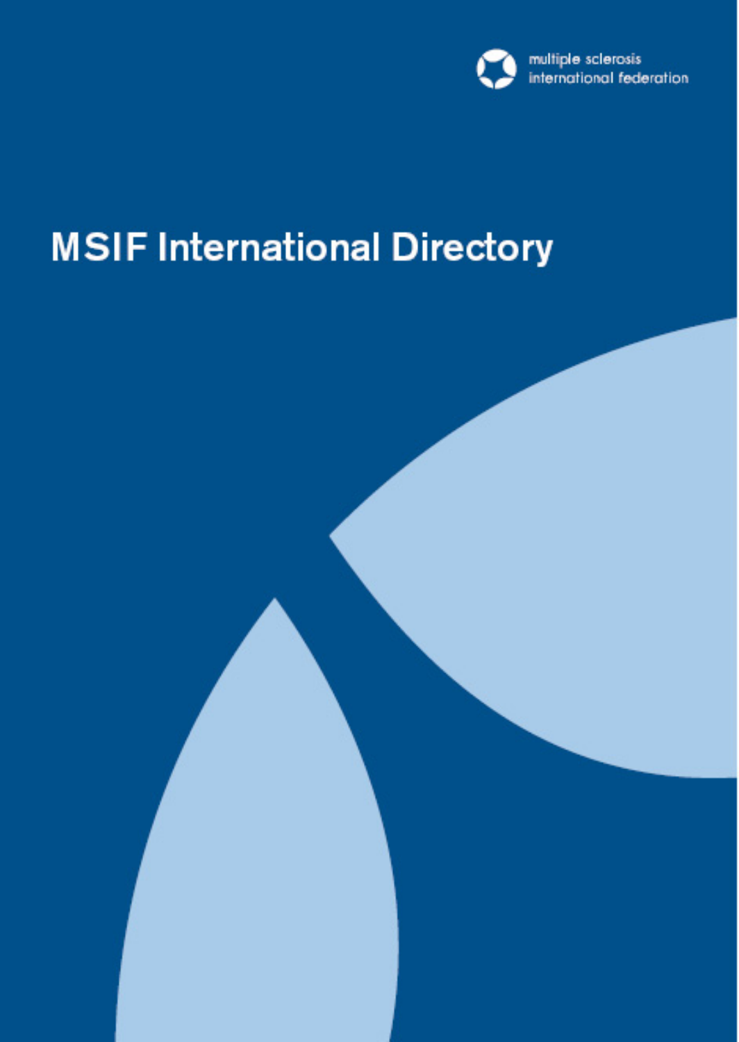multiple sclerosis international federation

# MSIF International Directory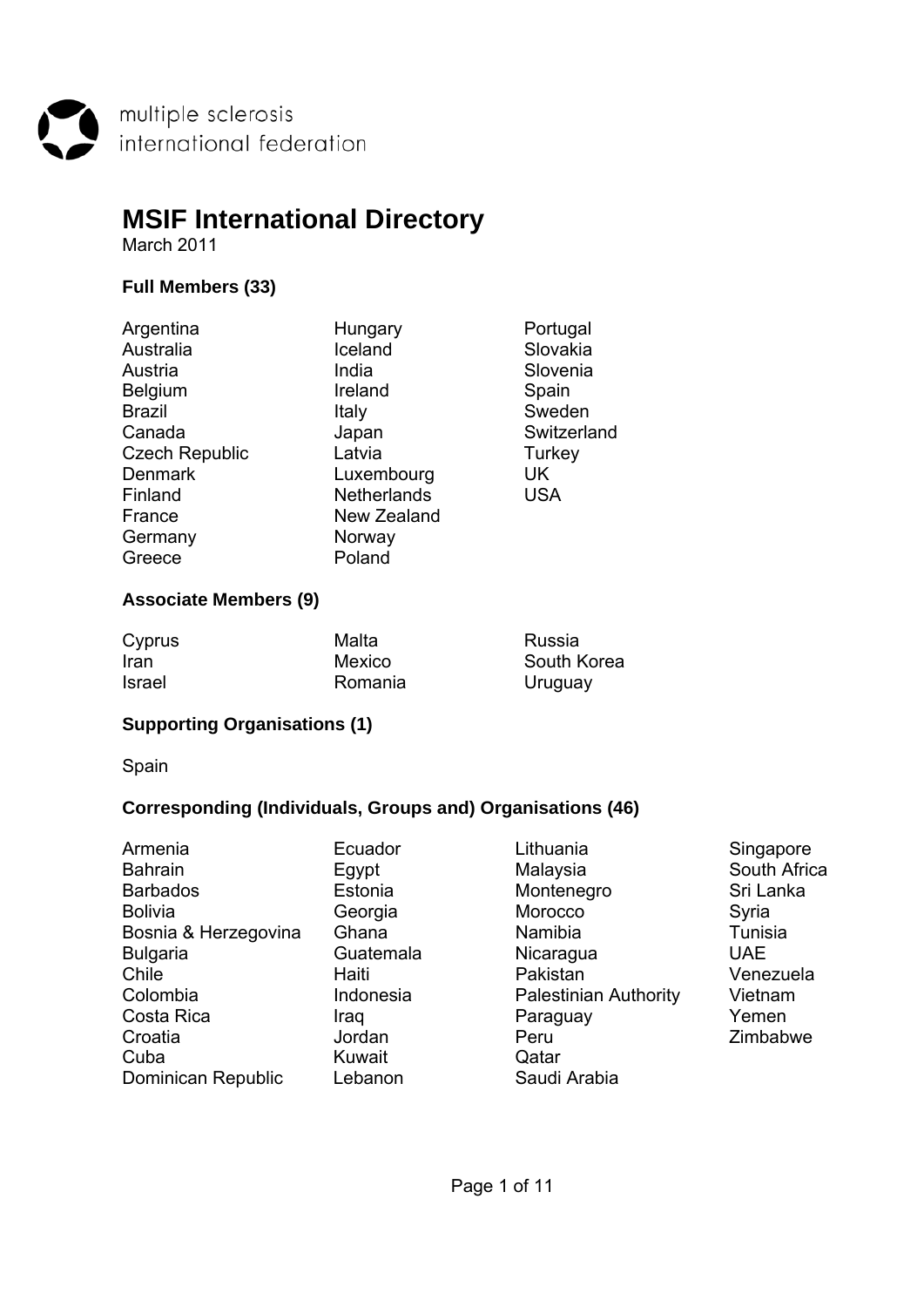multiple sclerosis international federation

# MSIF International Directory

March 2011

### Full Members (33)

Argentina
Australia
Austria
Belgium
Brazil
Canada
Czech Republic
Denmark
Finland
France
Germany
Greece
Hungary
Iceland
India
Ireland
Italy
Japan
Latvia
Luxembourg
Netherlands
New Zealand
Norway
Poland
Portugal
Slovakia
Slovenia
Spain
Sweden
Switzerland
Turkey
UK
USA

### Associate Members (9)

Cyprus
Iran
Israel
Malta
Mexico
Romania
Russia
South Korea
Uruguay

### Supporting Organisations (1)

Spain

### Corresponding (Individuals, Groups and) Organisations (46)

Armenia
Bahrain
Barbados
Bolivia
Bosnia & Herzegovina
Bulgaria
Chile
Colombia
Costa Rica
Croatia
Cuba
Dominican Republic
Ecuador
Egypt
Estonia
Georgia
Ghana
Guatemala
Haiti
Indonesia
Iraq
Jordan
Kuwait
Lebanon
Lithuania
Malaysia
Montenegro
Morocco
Namibia
Nicaragua
Pakistan
Palestinian Authority
Paraguay
Peru
Qatar
Saudi Arabia
Singapore
South Africa
Sri Lanka
Syria
Tunisia
UAE
Venezuela
Vietnam
Yemen
Zimbabwe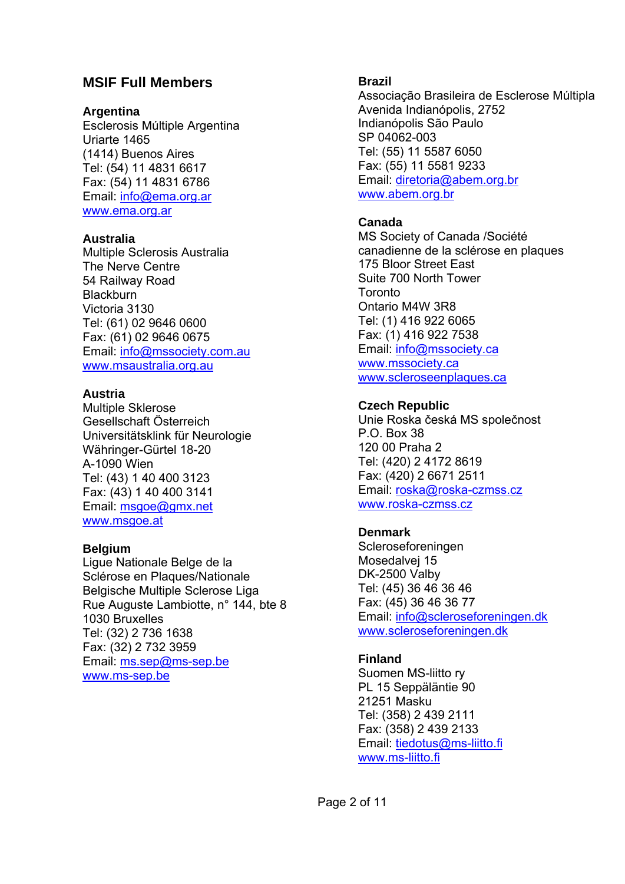## MSIF Full Members

**Argentina**
Esclerosis Múltiple Argentina
Uriarte 1465
(1414) Buenos Aires
Tel: (54) 11 4831 6617
Fax: (54) 11 4831 6786
Email: info@ema.org.ar
www.ema.org.ar

**Australia**
Multiple Sclerosis Australia
The Nerve Centre
54 Railway Road
Blackburn
Victoria 3130
Tel: (61) 02 9646 0600
Fax: (61) 02 9646 0675
Email: info@mssociety.com.au
www.msaustralia.org.au

**Austria**
Multiple Sklerose
Gesellschaft Österreich
Universitätsklink für Neurologie
Währinger-Gürtel 18-20
A-1090 Wien
Tel: (43) 1 40 400 3123
Fax: (43) 1 40 400 3141
Email: msgoe@gmx.net
www.msgoe.at

**Belgium**
Ligue Nationale Belge de la
Sclérose en Plaques/Nationale
Belgische Multiple Sclerose Liga
Rue Auguste Lambiotte, n° 144, bte 8
1030 Bruxelles
Tel: (32) 2 736 1638
Fax: (32) 2 732 3959
Email: ms.sep@ms-sep.be
www.ms-sep.be

**Brazil**
Associação Brasileira de Esclerose Múltipla
Avenida Indianópolis, 2752
Indianópolis São Paulo
SP 04062-003
Tel: (55) 11 5587 6050
Fax: (55) 11 5581 9233
Email: diretoria@abem.org.br
www.abem.org.br

**Canada**
MS Society of Canada /Société
canadienne de la sclérose en plaques
175 Bloor Street East
Suite 700 North Tower
Toronto
Ontario M4W 3R8
Tel: (1) 416 922 6065
Fax: (1) 416 922 7538
Email: info@mssociety.ca
www.mssociety.ca
www.scleroseenplaques.ca

**Czech Republic**
Unie Roska česká MS společnost
P.O. Box 38
120 00 Praha 2
Tel: (420) 2 4172 8619
Fax: (420) 2 6671 2511
Email: roska@roska-czmss.cz
www.roska-czmss.cz

**Denmark**
Scleroseforeningen
Mosedalvej 15
DK-2500 Valby
Tel: (45) 36 46 36 46
Fax: (45) 36 46 36 77
Email: info@scleroseforeningen.dk
www.scleroseforeningen.dk

**Finland**
Suomen MS-liitto ry
PL 15 Seppäläntie 90
21251 Masku
Tel: (358) 2 439 2111
Fax: (358) 2 439 2133
Email: tiedotus@ms-liitto.fi
www.ms-liitto.fi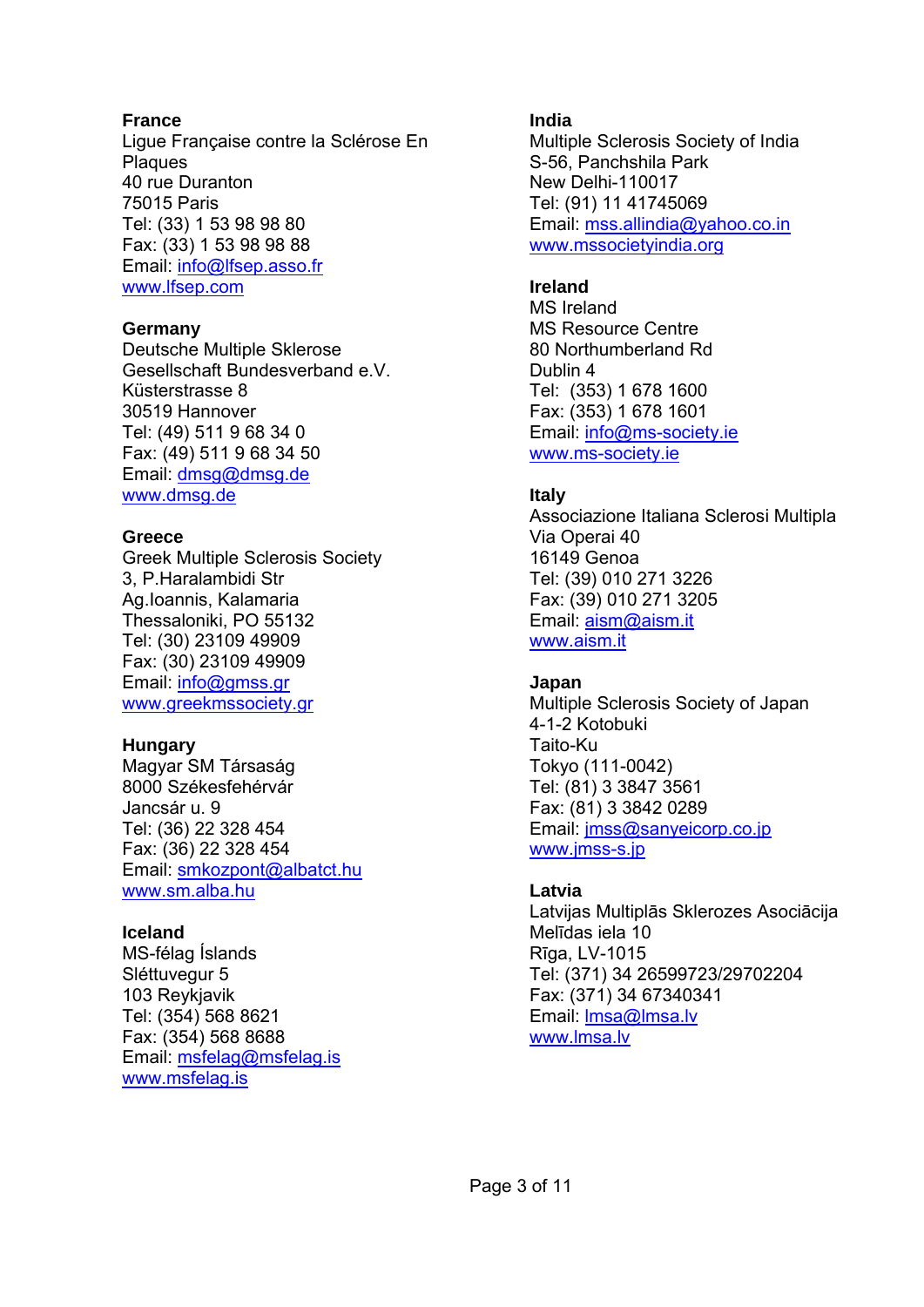**France**
Ligue Française contre la Sclérose En Plaques
40 rue Duranton
75015 Paris
Tel: (33) 1 53 98 98 80
Fax: (33) 1 53 98 98 88
Email: info@lfsep.asso.fr
www.lfsep.com

**Germany**
Deutsche Multiple Sklerose Gesellschaft Bundesverband e.V.
Küsterstrasse 8
30519 Hannover
Tel: (49) 511 9 68 34 0
Fax: (49) 511 9 68 34 50
Email: dmsg@dmsg.de
www.dmsg.de

**Greece**
Greek Multiple Sclerosis Society
3, P.Haralambidi Str
Ag.Ioannis, Kalamaria
Thessaloniki, PO 55132
Tel: (30) 23109 49909
Fax: (30) 23109 49909
Email: info@gmss.gr
www.greekmssociety.gr

**Hungary**
Magyar SM Társaság
8000 Székesfehérvár
Jancsár u. 9
Tel: (36) 22 328 454
Fax: (36) 22 328 454
Email: smkozpont@albatct.hu
www.sm.alba.hu

**Iceland**
MS-félag Íslands
Sléttuvegur 5
103 Reykjavik
Tel: (354) 568 8621
Fax: (354) 568 8688
Email: msfelag@msfelag.is
www.msfelag.is

**India**
Multiple Sclerosis Society of India
S-56, Panchshila Park
New Delhi-110017
Tel: (91) 11 41745069
Email: mss.allindia@yahoo.co.in
www.mssocietyindia.org

**Ireland**
MS Ireland
MS Resource Centre
80 Northumberland Rd
Dublin 4
Tel: (353) 1 678 1600
Fax: (353) 1 678 1601
Email: info@ms-society.ie
www.ms-society.ie

**Italy**
Associazione Italiana Sclerosi Multipla
Via Operai 40
16149 Genoa
Tel: (39) 010 271 3226
Fax: (39) 010 271 3205
Email: aism@aism.it
www.aism.it

**Japan**
Multiple Sclerosis Society of Japan
4-1-2 Kotobuki
Taito-Ku
Tokyo (111-0042)
Tel: (81) 3 3847 3561
Fax: (81) 3 3842 0289
Email: jmss@sanyeicorp.co.jp
www.jmss-s.jp

**Latvia**
Latvijas Multiplās Sklerozes Asociācija
Melīdas iela 10
Rīga, LV-1015
Tel: (371) 34 26599723/29702204
Fax: (371) 34 67340341
Email: lmsa@lmsa.lv
www.lmsa.lv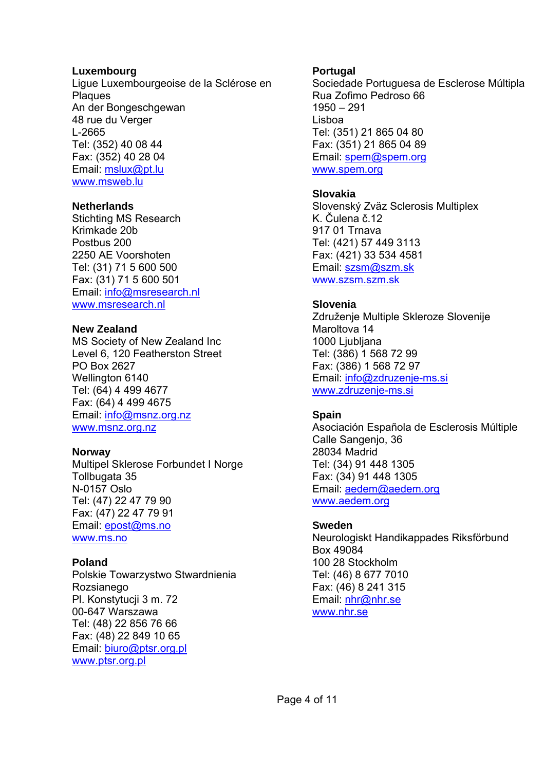**Luxembourg**
Ligue Luxembourgeoise de la Sclérose en Plaques
An der Bongeschgewan
48 rue du Verger
L-2665
Tel: (352) 40 08 44
Fax: (352) 40 28 04
Email: mslux@pt.lu
www.msweb.lu

**Netherlands**
Stichting MS Research
Krimkade 20b
Postbus 200
2250 AE Voorshoten
Tel: (31) 71 5 600 500
Fax: (31) 71 5 600 501
Email: info@msresearch.nl
www.msresearch.nl

**New Zealand**
MS Society of New Zealand Inc
Level 6, 120 Featherston Street
PO Box 2627
Wellington 6140
Tel: (64) 4 499 4677
Fax: (64) 4 499 4675
Email: info@msnz.org.nz
www.msnz.org.nz

**Norway**
Multipel Sklerose Forbundet I Norge
Tollbugata 35
N-0157 Oslo
Tel: (47) 22 47 79 90
Fax: (47) 22 47 79 91
Email: epost@ms.no
www.ms.no

**Poland**
Polskie Towarzystwo Stwardnienia Rozsianego
Pl. Konstytucji 3 m. 72
00-647 Warszawa
Tel: (48) 22 856 76 66
Fax: (48) 22 849 10 65
Email: biuro@ptsr.org.pl
www.ptsr.org.pl

**Portugal**
Sociedade Portuguesa de Esclerose Múltipla
Rua Zofimo Pedroso 66
1950 – 291
Lisboa
Tel: (351) 21 865 04 80
Fax: (351) 21 865 04 89
Email: spem@spem.org
www.spem.org

**Slovakia**
Slovenský Zväz Sclerosis Multiplex
K. Čulena č.12
917 01 Trnava
Tel: (421) 57 449 3113
Fax: (421) 33 534 4581
Email: szsm@szm.sk
www.szsm.szm.sk

**Slovenia**
Združenje Multiple Skleroze Slovenije
Maroltova 14
1000 Ljubljana
Tel: (386) 1 568 72 99
Fax: (386) 1 568 72 97
Email: info@zdruzenje-ms.si
www.zdruzenje-ms.si

**Spain**
Asociación Española de Esclerosis Múltiple
Calle Sangenjo, 36
28034 Madrid
Tel: (34) 91 448 1305
Fax: (34) 91 448 1305
Email: aedem@aedem.org
www.aedem.org

**Sweden**
Neurologiskt Handikappades Riksförbund
Box 49084
100 28 Stockholm
Tel: (46) 8 677 7010
Fax: (46) 8 241 315
Email: nhr@nhr.se
www.nhr.se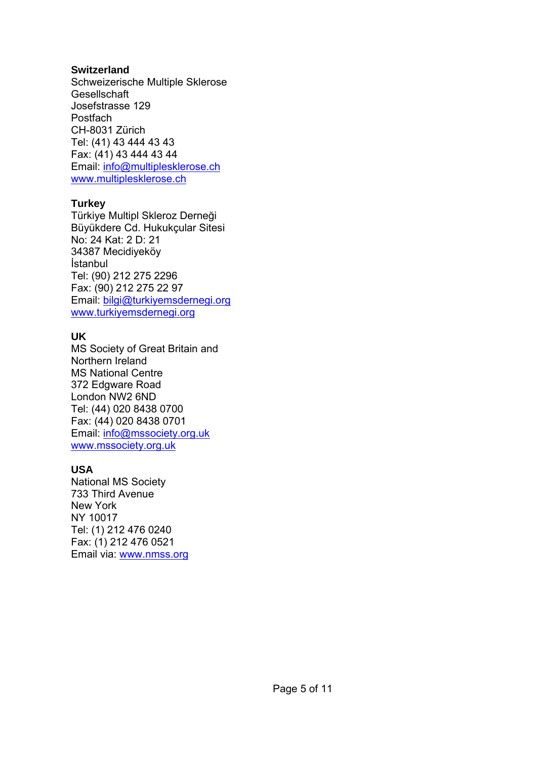**Switzerland**
Schweizerische Multiple Sklerose Gesellschaft
Josefstrasse 129
Postfach
CH-8031 Zürich
Tel: (41) 43 444 43 43
Fax: (41) 43 444 43 44
Email: info@multiplesklerose.ch
www.multiplesklerose.ch

**Turkey**
Türkiye Multipl Skleroz Derneği
Büyükdere Cd. Hukukçular Sitesi
No: 24 Kat: 2 D: 21
34387 Mecidiyeköy
İstanbul
Tel: (90) 212 275 2296
Fax: (90) 212 275 22 97
Email: bilgi@turkiyemsdernegi.org
www.turkiyemsdernegi.org

**UK**
MS Society of Great Britain and Northern Ireland
MS National Centre
372 Edgware Road
London NW2 6ND
Tel: (44) 020 8438 0700
Fax: (44) 020 8438 0701
Email: info@mssociety.org.uk
www.mssociety.org.uk

**USA**
National MS Society
733 Third Avenue
New York
NY 10017
Tel: (1) 212 476 0240
Fax: (1) 212 476 0521
Email via: www.nmss.org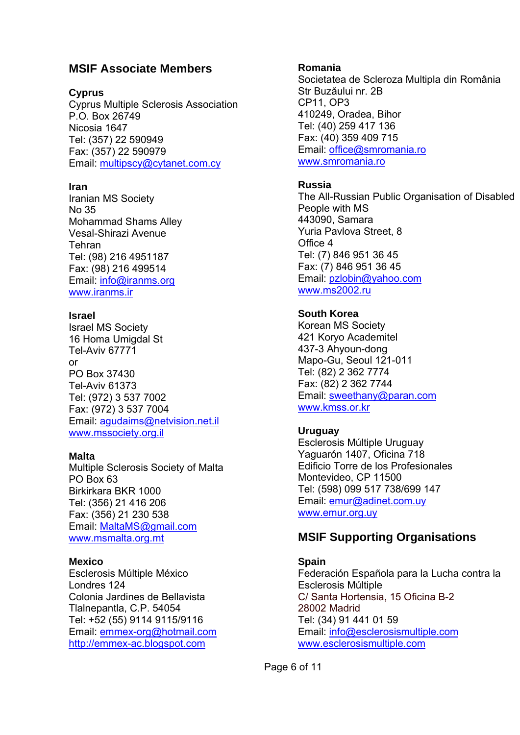## MSIF Associate Members

**Cyprus**
Cyprus Multiple Sclerosis Association
P.O. Box 26749
Nicosia 1647
Tel: (357) 22 590949
Fax: (357) 22 590979
Email: multipscy@cytanet.com.cy

**Iran**
Iranian MS Society
No 35
Mohammad Shams Alley
Vesal-Shirazi Avenue
Tehran
Tel: (98) 216 4951187
Fax: (98) 216 499514
Email: info@iranms.org
www.iranms.ir

**Israel**
Israel MS Society
16 Homa Umigdal St
Tel-Aviv 67771
or
PO Box 37430
Tel-Aviv 61373
Tel: (972) 3 537 7002
Fax: (972) 3 537 7004
Email: agudaims@netvision.net.il
www.mssociety.org.il

**Malta**
Multiple Sclerosis Society of Malta
PO Box 63
Birkirkara BKR 1000
Tel: (356) 21 416 206
Fax: (356) 21 230 538
Email: MaltaMS@gmail.com
www.msmalta.org.mt

**Mexico**
Esclerosis Múltiple México
Londres 124
Colonia Jardines de Bellavista
Tlalnepantla, C.P. 54054
Tel: +52 (55) 9114 9115/9116
Email: emmex-org@hotmail.com
http://emmex-ac.blogspot.com

**Romania**
Societatea de Scleroza Multipla din România
Str Buzăului nr. 2B
CP11, OP3
410249, Oradea, Bihor
Tel: (40) 259 417 136
Fax: (40) 359 409 715
Email: office@smromania.ro
www.smromania.ro

**Russia**
The All-Russian Public Organisation of Disabled People with MS
443090, Samara
Yuria Pavlova Street, 8
Office 4
Tel: (7) 846 951 36 45
Fax: (7) 846 951 36 45
Email: pzlobin@yahoo.com
www.ms2002.ru

**South Korea**
Korean MS Society
421 Koryo Academitel
437-3 Ahyoun-dong
Mapo-Gu, Seoul 121-011
Tel: (82) 2 362 7774
Fax: (82) 2 362 7744
Email: sweethany@paran.com
www.kmss.or.kr

**Uruguay**
Esclerosis Múltiple Uruguay
Yaguarón 1407, Oficina 718
Edificio Torre de los Profesionales
Montevideo, CP 11500
Tel: (598) 099 517 738/699 147
Email: emur@adinet.com.uy
www.emur.org.uy

## MSIF Supporting Organisations

**Spain**
Federación Española para la Lucha contra la Esclerosis Múltiple
C/ Santa Hortensia, 15 Oficina B-2
28002 Madrid
Tel: (34) 91 441 01 59
Email: info@esclerosismultiple.com
www.esclerosismultiple.com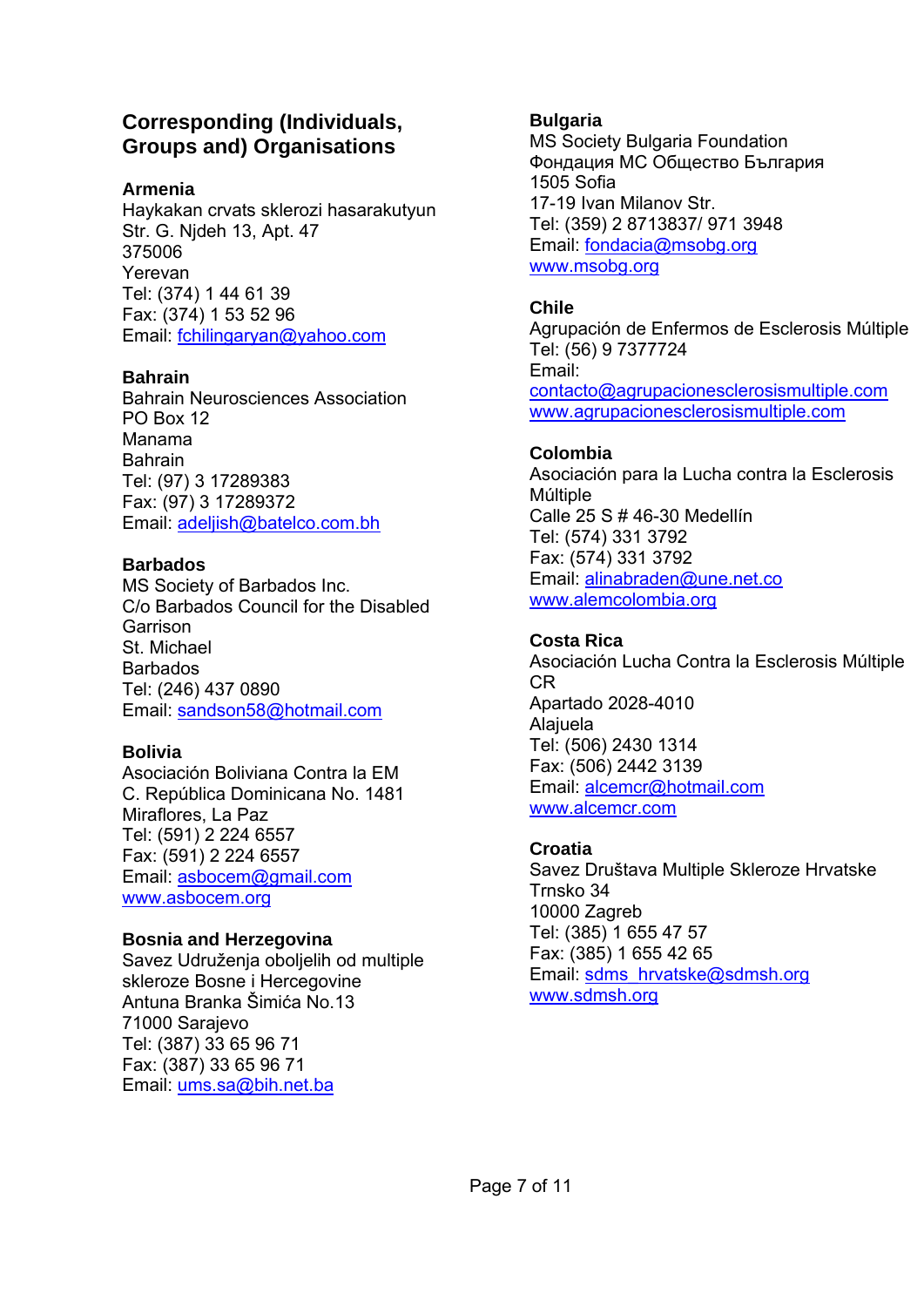## Corresponding (Individuals, Groups and) Organisations

**Armenia**
Haykakan crvats sklerozi hasarakutyun
Str. G. Njdeh 13, Apt. 47
375006
Yerevan
Tel: (374) 1 44 61 39
Fax: (374) 1 53 52 96
Email: fchilingaryan@yahoo.com

**Bahrain**
Bahrain Neurosciences Association
PO Box 12
Manama
Bahrain
Tel: (97) 3 17289383
Fax: (97) 3 17289372
Email: adeljish@batelco.com.bh

**Barbados**
MS Society of Barbados Inc.
C/o Barbados Council for the Disabled
Garrison
St. Michael
Barbados
Tel: (246) 437 0890
Email: sandson58@hotmail.com

**Bolivia**
Asociación Boliviana Contra la EM
C. República Dominicana No. 1481
Miraflores, La Paz
Tel: (591) 2 224 6557
Fax: (591) 2 224 6557
Email: asbocem@gmail.com
www.asbocem.org

**Bosnia and Herzegovina**
Savez Udruženja oboljelih od multiple skleroze Bosne i Hercegovine
Antuna Branka Šimića No.13
71000 Sarajevo
Tel: (387) 33 65 96 71
Fax: (387) 33 65 96 71
Email: ums.sa@bih.net.ba

**Bulgaria**
MS Society Bulgaria Foundation
Фондация МС Общество България
1505 Sofia
17-19 Ivan Milanov Str.
Tel: (359) 2 8713837/ 971 3948
Email: fondacia@msobg.org
www.msobg.org

**Chile**
Agrupación de Enfermos de Esclerosis Múltiple
Tel: (56) 9 7377724
Email:
contacto@agrupacionesclerosismultiple.com
www.agrupacionesclerosismultiple.com

**Colombia**
Asociación para la Lucha contra la Esclerosis Múltiple
Calle 25 S # 46-30 Medellín
Tel: (574) 331 3792
Fax: (574) 331 3792
Email: alinabraden@une.net.co
www.alemcolombia.org

**Costa Rica**
Asociación Lucha Contra la Esclerosis Múltiple CR
Apartado 2028-4010
Alajuela
Tel: (506) 2430 1314
Fax: (506) 2442 3139
Email: alcemcr@hotmail.com
www.alcemcr.com

**Croatia**
Savez Društava Multiple Skleroze Hrvatske
Trnsko 34
10000 Zagreb
Tel: (385) 1 655 47 57
Fax: (385) 1 655 42 65
Email: sdms_hrvatske@sdmsh.org
www.sdmsh.org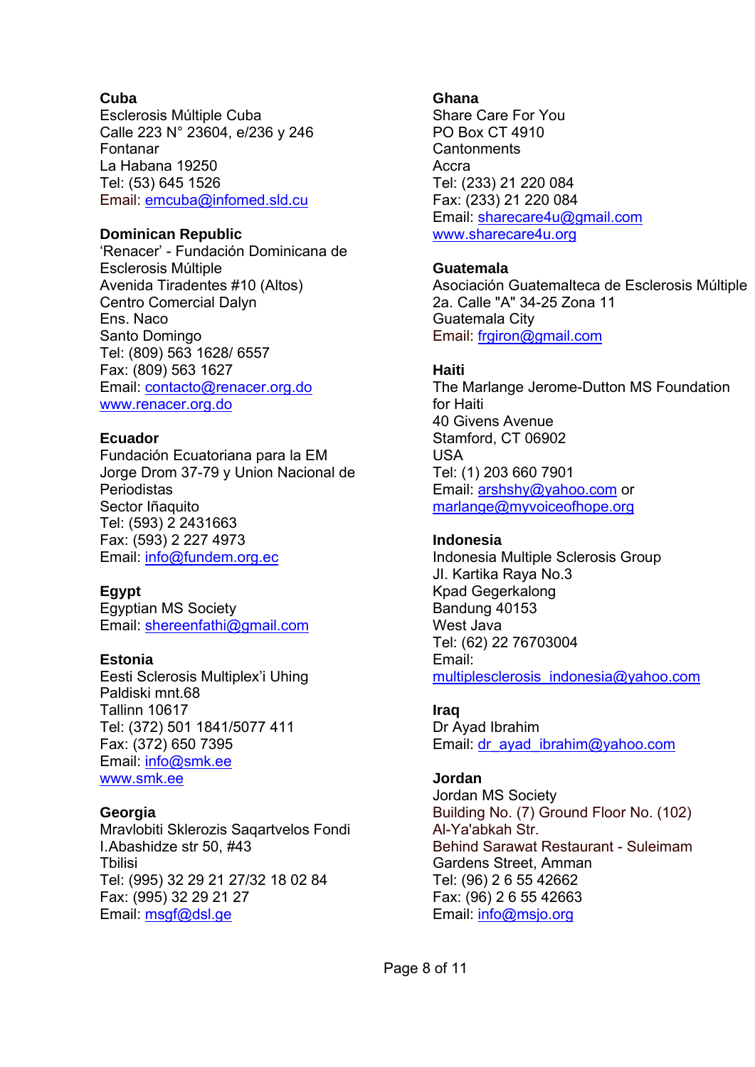**Cuba**
Esclerosis Múltiple Cuba
Calle 223 N° 23604, e/236 y 246
Fontanar
La Habana 19250
Tel: (53) 645 1526
Email: emcuba@infomed.sld.cu

**Dominican Republic**
'Renacer' - Fundación Dominicana de Esclerosis Múltiple
Avenida Tiradentes #10 (Altos)
Centro Comercial Dalyn
Ens. Naco
Santo Domingo
Tel: (809) 563 1628/ 6557
Fax: (809) 563 1627
Email: contacto@renacer.org.do
www.renacer.org.do

**Ecuador**
Fundación Ecuatoriana para la EM
Jorge Drom 37-79 y Union Nacional de Periodistas
Sector Iñaquito
Tel: (593) 2 2431663
Fax: (593) 2 227 4973
Email: info@fundem.org.ec

**Egypt**
Egyptian MS Society
Email: shereenfathi@gmail.com

**Estonia**
Eesti Sclerosis Multiplex'i Uhing
Paldiski mnt.68
Tallinn 10617
Tel: (372) 501 1841/5077 411
Fax: (372) 650 7395
Email: info@smk.ee
www.smk.ee

**Georgia**
Mravlobiti Sklerozis Saqartvelos Fondi
I.Abashidze str 50, #43
Tbilisi
Tel: (995) 32 29 21 27/32 18 02 84
Fax: (995) 32 29 21 27
Email: msgf@dsl.ge

**Ghana**
Share Care For You
PO Box CT 4910
Cantonments
Accra
Tel: (233) 21 220 084
Fax: (233) 21 220 084
Email: sharecare4u@gmail.com
www.sharecare4u.org

**Guatemala**
Asociación Guatemalteca de Esclerosis Múltiple
2a. Calle "A" 34-25 Zona 11
Guatemala City
Email: frgiron@gmail.com

**Haiti**
The Marlange Jerome-Dutton MS Foundation for Haiti
40 Givens Avenue
Stamford, CT 06902
USA
Tel: (1) 203 660 7901
Email: arshshy@yahoo.com or marlange@myvoiceofhope.org

**Indonesia**
Indonesia Multiple Sclerosis Group
Jl. Kartika Raya No.3
Kpad Gegerkalong
Bandung 40153
West Java
Tel: (62) 22 76703004
Email: multiplesclerosis_indonesia@yahoo.com

**Iraq**
Dr Ayad Ibrahim
Email: dr_ayad_ibrahim@yahoo.com

**Jordan**
Jordan MS Society
Building No. (7) Ground Floor No. (102)
Al-Ya'abkah Str.
Behind Sarawat Restaurant - Suleimam Gardens Street, Amman
Tel: (96) 2 6 55 42662
Fax: (96) 2 6 55 42663
Email: info@msjo.org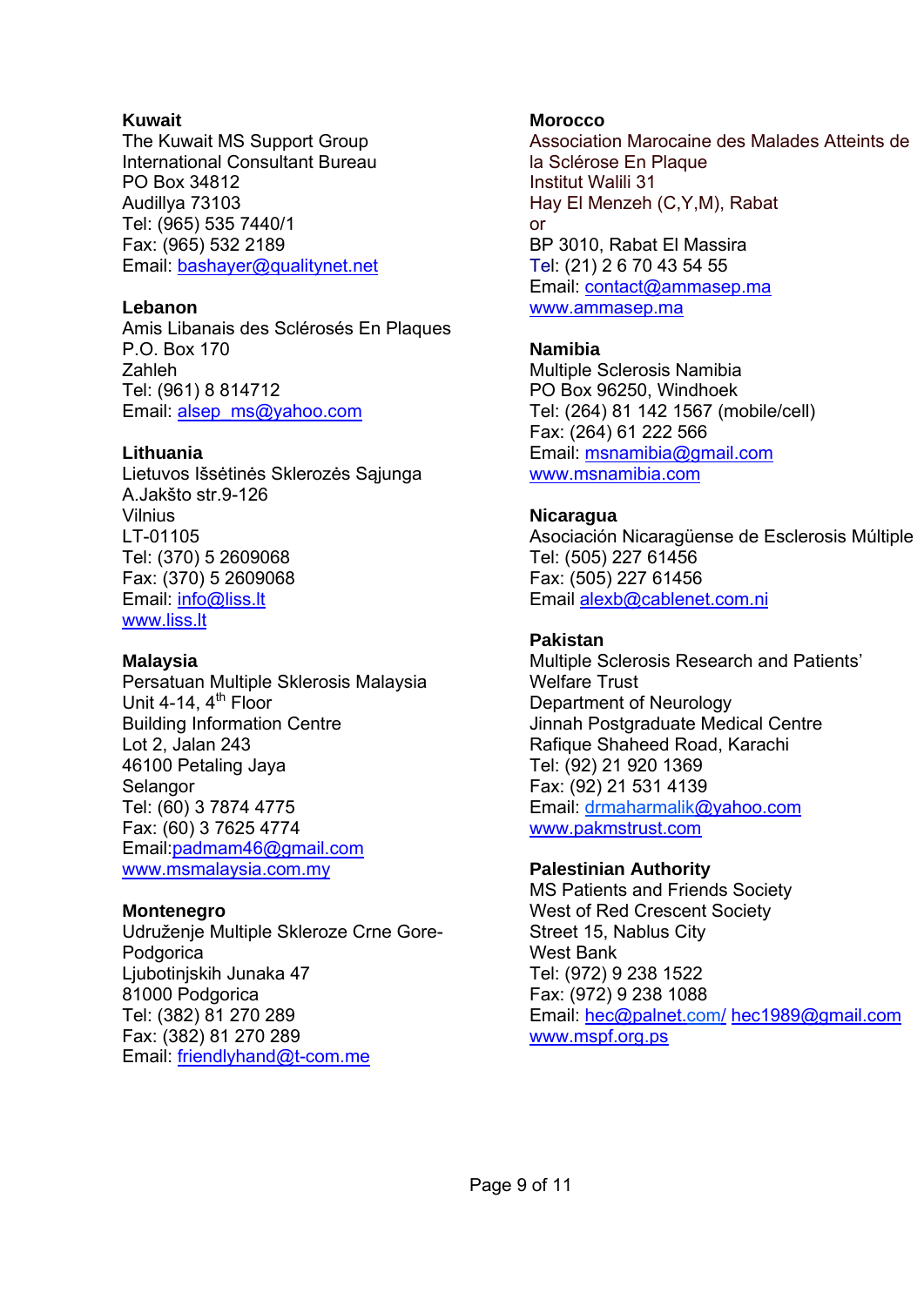**Kuwait**
The Kuwait MS Support Group
International Consultant Bureau
PO Box 34812
Audillya 73103
Tel: (965) 535 7440/1
Fax: (965) 532 2189
Email: bashayer@qualitynet.net

**Lebanon**
Amis Libanais des Sclérosés En Plaques
P.O. Box 170
Zahleh
Tel: (961) 8 814712
Email: alsep_ms@yahoo.com

**Lithuania**
Lietuvos Išsėtinės Sklerozės Sąjunga
A.Jakšto str.9-126
Vilnius
LT-01105
Tel: (370) 5 2609068
Fax: (370) 5 2609068
Email: info@liss.lt
www.liss.lt

**Malaysia**
Persatuan Multiple Sklerosis Malaysia
Unit 4-14, 4th Floor
Building Information Centre
Lot 2, Jalan 243
46100 Petaling Jaya
Selangor
Tel: (60) 3 7874 4775
Fax: (60) 3 7625 4774
Email:padmam46@gmail.com
www.msmalaysia.com.my

**Montenegro**
Udruženje Multiple Skleroze Crne Gore-Podgorica
Ljubotinjskih Junaka 47
81000 Podgorica
Tel: (382) 81 270 289
Fax: (382) 81 270 289
Email: friendlyhand@t-com.me

**Morocco**
Association Marocaine des Malades Atteints de la Sclérose En Plaque
Institut Walili 31
Hay El Menzeh (C,Y,M), Rabat
or
BP 3010, Rabat El Massira
Tel: (21) 2 6 70 43 54 55
Email: contact@ammasep.ma
www.ammasep.ma

**Namibia**
Multiple Sclerosis Namibia
PO Box 96250, Windhoek
Tel: (264) 81 142 1567 (mobile/cell)
Fax: (264) 61 222 566
Email: msnamibia@gmail.com
www.msnamibia.com

**Nicaragua**
Asociación Nicaragüense de Esclerosis Múltiple
Tel: (505) 227 61456
Fax: (505) 227 61456
Email alexb@cablenet.com.ni

**Pakistan**
Multiple Sclerosis Research and Patients' Welfare Trust
Department of Neurology
Jinnah Postgraduate Medical Centre
Rafique Shaheed Road, Karachi
Tel: (92) 21 920 1369
Fax: (92) 21 531 4139
Email: drmaharmalik@yahoo.com
www.pakmstrust.com

**Palestinian Authority**
MS Patients and Friends Society
West of Red Crescent Society
Street 15, Nablus City
West Bank
Tel: (972) 9 238 1522
Fax: (972) 9 238 1088
Email: hec@palnet.com/ hec1989@gmail.com
www.mspf.org.ps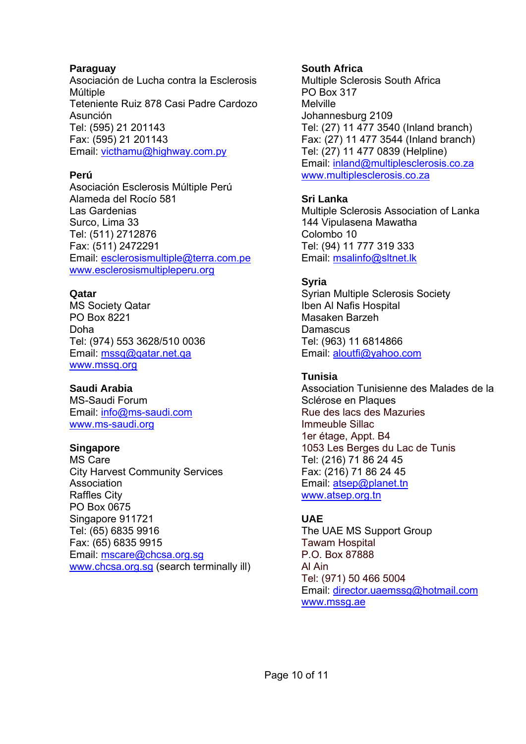**Paraguay**
Asociación de Lucha contra la Esclerosis Múltiple
Teteniente Ruiz 878 Casi Padre Cardozo
Asunción
Tel: (595) 21 201143
Fax: (595) 21 201143
Email: victhamu@highway.com.py

**Perú**
Asociación Esclerosis Múltiple Perú
Alameda del Rocío 581
Las Gardenias
Surco, Lima 33
Tel: (511) 2712876
Fax: (511) 2472291
Email: esclerosismultiple@terra.com.pe
www.esclerosismultipleperu.org

**Qatar**
MS Society Qatar
PO Box 8221
Doha
Tel: (974) 553 3628/510 0036
Email: mssq@qatar.net.qa
www.mssq.org

**Saudi Arabia**
MS-Saudi Forum
Email: info@ms-saudi.com
www.ms-saudi.org

**Singapore**
MS Care
City Harvest Community Services Association
Raffles City
PO Box 0675
Singapore 911721
Tel: (65) 6835 9916
Fax: (65) 6835 9915
Email: mscare@chcsa.org.sg
www.chcsa.org.sg (search terminally ill)

**South Africa**
Multiple Sclerosis South Africa
PO Box 317
Melville
Johannesburg 2109
Tel: (27) 11 477 3540 (Inland branch)
Fax: (27) 11 477 3544 (Inland branch)
Tel: (27) 11 477 0839 (Helpline)
Email: inland@multiplesclerosis.co.za
www.multiplesclerosis.co.za

**Sri Lanka**
Multiple Sclerosis Association of Lanka
144 Vipulasena Mawatha
Colombo 10
Tel: (94) 11 777 319 333
Email: msalinfo@sltnet.lk

**Syria**
Syrian Multiple Sclerosis Society
Iben Al Nafis Hospital
Masaken Barzeh
Damascus
Tel: (963) 11 6814866
Email: aloutfi@yahoo.com

**Tunisia**
Association Tunisienne des Malades de la Sclérose en Plaques
Rue des lacs des Mazuries
Immeuble Sillac
1er étage, Appt. B4
1053 Les Berges du Lac de Tunis
Tel: (216) 71 86 24 45
Fax: (216) 71 86 24 45
Email: atsep@planet.tn
www.atsep.org.tn

**UAE**
The UAE MS Support Group
Tawam Hospital
P.O. Box 87888
Al Ain
Tel: (971) 50 466 5004
Email: director.uaemssg@hotmail.com
www.mssg.ae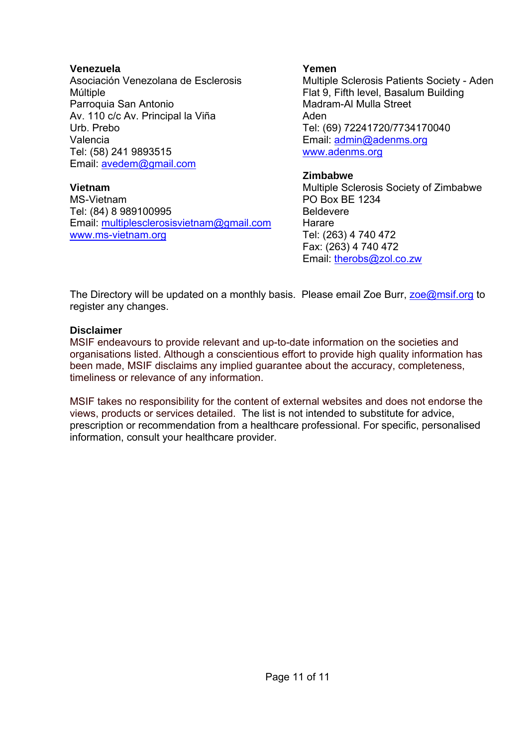**Venezuela**
Asociación Venezolana de Esclerosis Múltiple
Parroquia San Antonio
Av. 110 c/c Av. Principal la Viña
Urb. Prebo
Valencia
Tel: (58) 241 9893515
Email: avedem@gmail.com

**Vietnam**
MS-Vietnam
Tel: (84) 8 989100995
Email: multiplesclerosisvietnam@gmail.com
www.ms-vietnam.org

**Yemen**
Multiple Sclerosis Patients Society - Aden
Flat 9, Fifth level, Basalum Building
Madram-Al Mulla Street
Aden
Tel: (69) 72241720/7734170040
Email: admin@adenms.org
www.adenms.org

**Zimbabwe**
Multiple Sclerosis Society of Zimbabwe
PO Box BE 1234
Beldevere
Harare
Tel: (263) 4 740 472
Fax: (263) 4 740 472
Email: therobs@zol.co.zw

The Directory will be updated on a monthly basis. Please email Zoe Burr, zoe@msif.org to register any changes.

**Disclaimer**

MSIF endeavours to provide relevant and up-to-date information on the societies and organisations listed. Although a conscientious effort to provide high quality information has been made, MSIF disclaims any implied guarantee about the accuracy, completeness, timeliness or relevance of any information.

MSIF takes no responsibility for the content of external websites and does not endorse the views, products or services detailed. The list is not intended to substitute for advice, prescription or recommendation from a healthcare professional. For specific, personalised information, consult your healthcare provider.